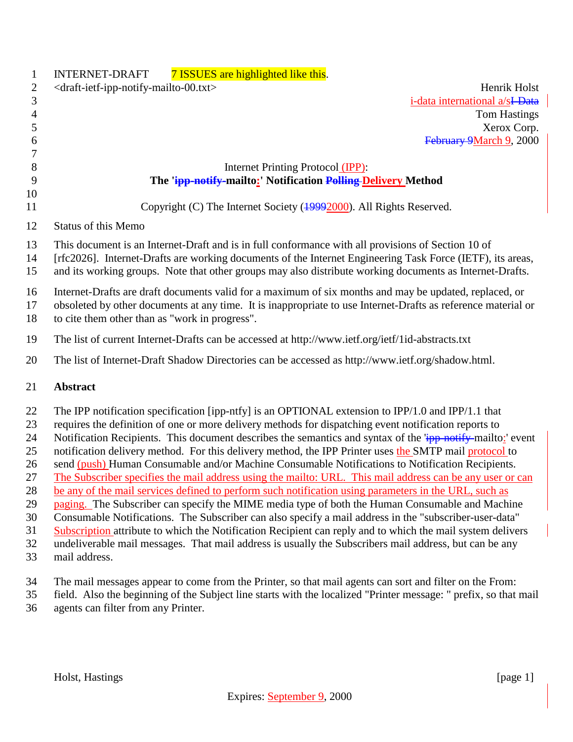INTERNET-DRAFT 7 ISSUES are highlighted like this.

<draft-ietf-ipp-notify-mailto-00.txt>

Henrik Holst
i-data international a/sI-Data
Tom Hastings
Xerox Corp.
February 9March 9, 2000

Internet Printing Protocol (IPP):

**The 'ipp-notify-mailto:' Notification Polling Delivery Method**

Copyright (C) The Internet Society (19992000). All Rights Reserved.

Status of this Memo

This document is an Internet-Draft and is in full conformance with all provisions of Section 10 of [rfc2026]. Internet-Drafts are working documents of the Internet Engineering Task Force (IETF), its areas, and its working groups. Note that other groups may also distribute working documents as Internet-Drafts.

Internet-Drafts are draft documents valid for a maximum of six months and may be updated, replaced, or obsoleted by other documents at any time. It is inappropriate to use Internet-Drafts as reference material or to cite them other than as "work in progress".

The list of current Internet-Drafts can be accessed at http://www.ietf.org/ietf/1id-abstracts.txt

The list of Internet-Draft Shadow Directories can be accessed as http://www.ietf.org/shadow.html.

## Abstract

The IPP notification specification [ipp-ntfy] is an OPTIONAL extension to IPP/1.0 and IPP/1.1 that requires the definition of one or more delivery methods for dispatching event notification reports to Notification Recipients. This document describes the semantics and syntax of the 'ipp-notify-mailto:' event notification delivery method. For this delivery method, the IPP Printer uses the SMTP mail protocol to send (push) Human Consumable and/or Machine Consumable Notifications to Notification Recipients. The Subscriber specifies the mail address using the mailto: URL. This mail address can be any user or can be any of the mail services defined to perform such notification using parameters in the URL, such as paging. The Subscriber can specify the MIME media type of both the Human Consumable and Machine Consumable Notifications. The Subscriber can also specify a mail address in the "subscriber-user-data" Subscription attribute to which the Notification Recipient can reply and to which the mail system delivers undeliverable mail messages. That mail address is usually the Subscribers mail address, but can be any mail address.

The mail messages appear to come from the Printer, so that mail agents can sort and filter on the From: field. Also the beginning of the Subject line starts with the localized "Printer message: " prefix, so that mail agents can filter from any Printer.

Expires: September 9, 2000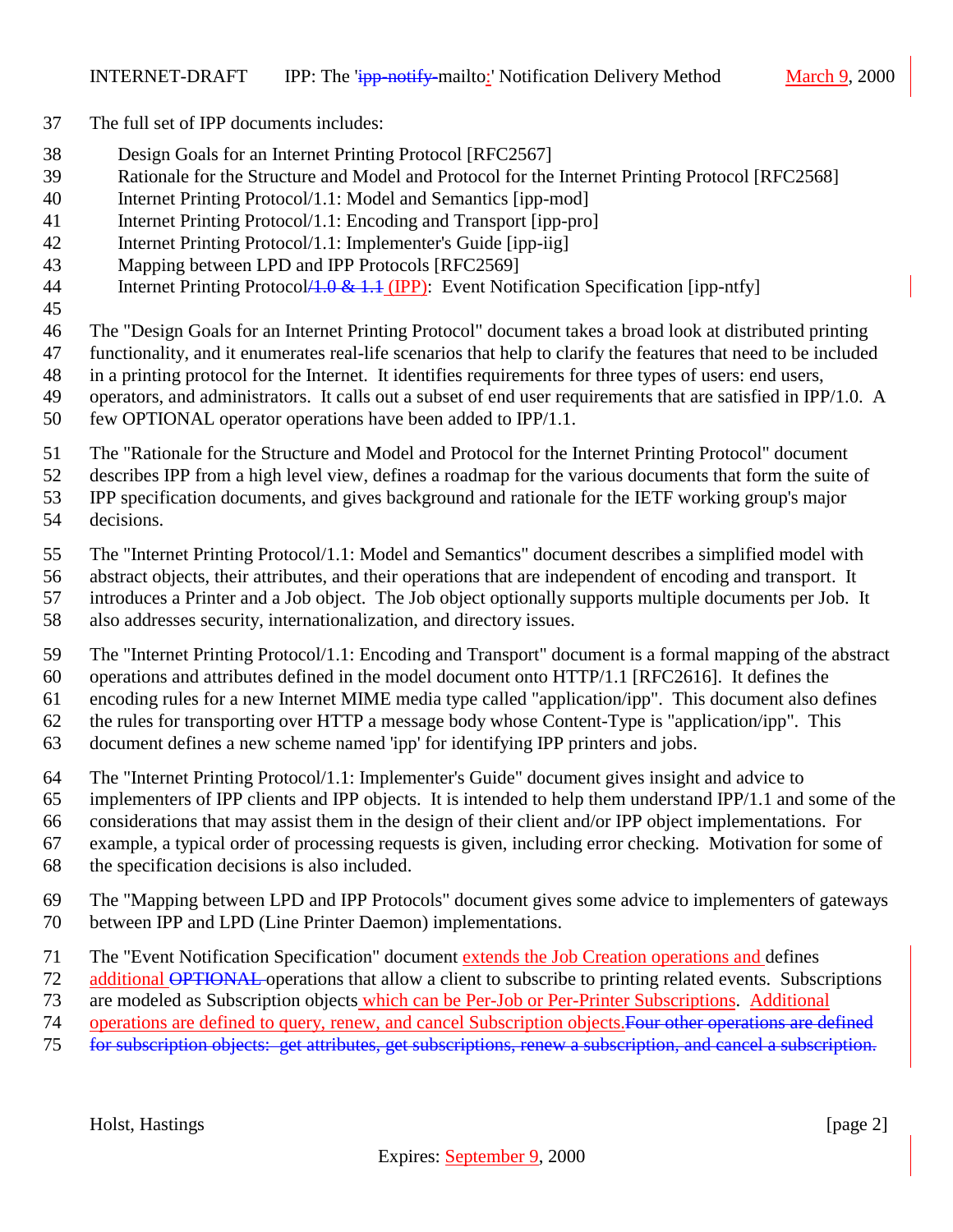The full set of IPP documents includes:

Design Goals for an Internet Printing Protocol [RFC2567]
Rationale for the Structure and Model and Protocol for the Internet Printing Protocol [RFC2568]
Internet Printing Protocol/1.1: Model and Semantics [ipp-mod]
Internet Printing Protocol/1.1: Encoding and Transport [ipp-pro]
Internet Printing Protocol/1.1: Implementer's Guide [ipp-iig]
Mapping between LPD and IPP Protocols [RFC2569]
Internet Printing Protocol~~/1.0 & 1.1~~ (IPP): Event Notification Specification [ipp-ntfy]

The "Design Goals for an Internet Printing Protocol" document takes a broad look at distributed printing functionality, and it enumerates real-life scenarios that help to clarify the features that need to be included in a printing protocol for the Internet. It identifies requirements for three types of users: end users, operators, and administrators. It calls out a subset of end user requirements that are satisfied in IPP/1.0. A few OPTIONAL operator operations have been added to IPP/1.1.

The "Rationale for the Structure and Model and Protocol for the Internet Printing Protocol" document describes IPP from a high level view, defines a roadmap for the various documents that form the suite of IPP specification documents, and gives background and rationale for the IETF working group's major decisions.

The "Internet Printing Protocol/1.1: Model and Semantics" document describes a simplified model with abstract objects, their attributes, and their operations that are independent of encoding and transport. It introduces a Printer and a Job object. The Job object optionally supports multiple documents per Job. It also addresses security, internationalization, and directory issues.

The "Internet Printing Protocol/1.1: Encoding and Transport" document is a formal mapping of the abstract operations and attributes defined in the model document onto HTTP/1.1 [RFC2616]. It defines the encoding rules for a new Internet MIME media type called "application/ipp". This document also defines the rules for transporting over HTTP a message body whose Content-Type is "application/ipp". This document defines a new scheme named 'ipp' for identifying IPP printers and jobs.

The "Internet Printing Protocol/1.1: Implementer's Guide" document gives insight and advice to implementers of IPP clients and IPP objects. It is intended to help them understand IPP/1.1 and some of the considerations that may assist them in the design of their client and/or IPP object implementations. For example, a typical order of processing requests is given, including error checking. Motivation for some of the specification decisions is also included.

The "Mapping between LPD and IPP Protocols" document gives some advice to implementers of gateways between IPP and LPD (Line Printer Daemon) implementations.

The "Event Notification Specification" document extends the Job Creation operations and defines additional ~~OPTIONAL~~ operations that allow a client to subscribe to printing related events. Subscriptions are modeled as Subscription objects which can be Per-Job or Per-Printer Subscriptions. Additional operations are defined to query, renew, and cancel Subscription objects.~~Four other operations are defined for subscription objects: get attributes, get subscriptions, renew a subscription, and cancel a subscription.~~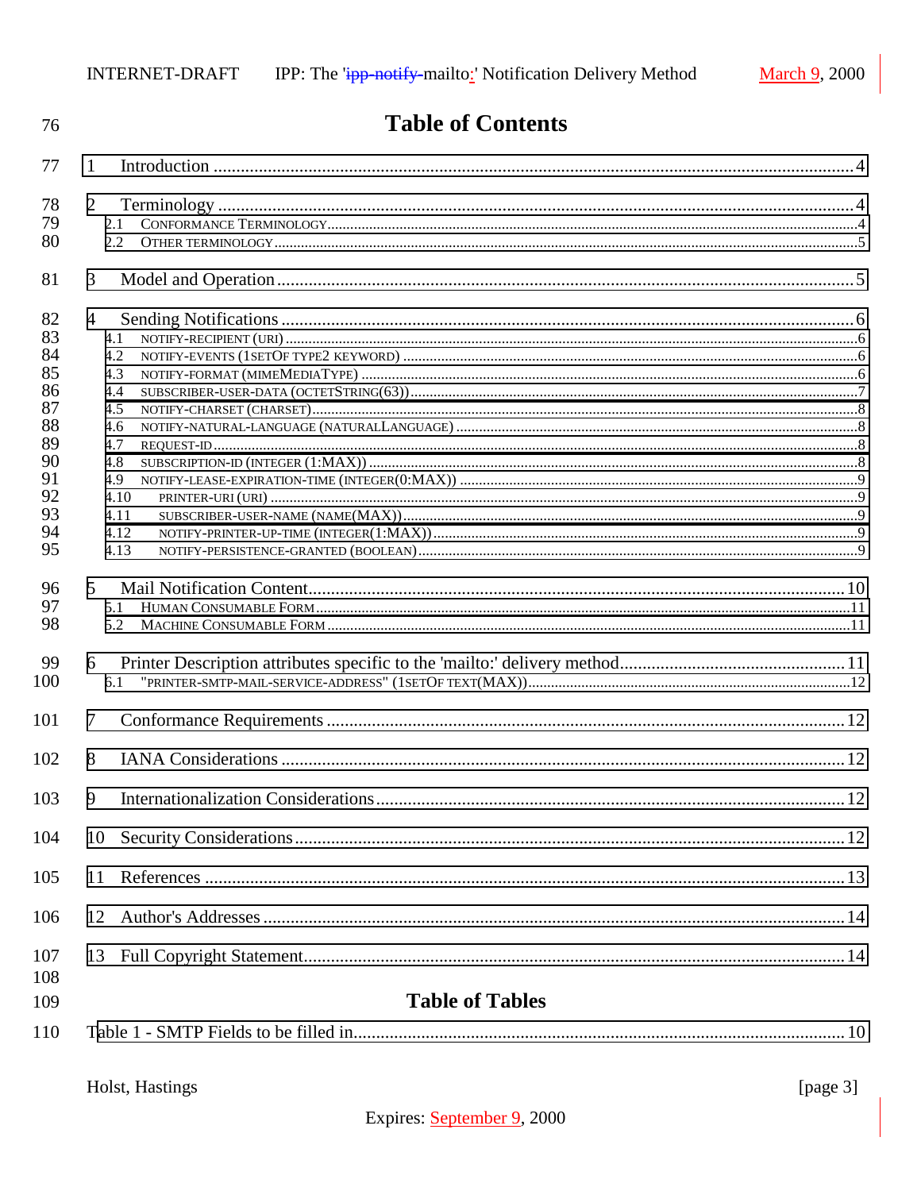# Table of Contents

1 Introduction ........................................................................................................................ 4

2 Terminology ........................................................................................................................ 4
- 2.1 CONFORMANCE TERMINOLOGY ................................................................................................. 4
- 2.2 OTHER TERMINOLOGY ................................................................................................................ 5

3 Model and Operation ........................................................................................................... 5

4 Sending Notifications ........................................................................................................... 6
- 4.1 NOTIFY-RECIPIENT (URI) ............................................................................................................ 6
- 4.2 NOTIFY-EVENTS (1SETOF TYPE2 KEYWORD) ............................................................................... 6
- 4.3 NOTIFY-FORMAT (MIMEMEDIATYPE) .......................................................................................... 6
- 4.4 SUBSCRIBER-USER-DATA (OCTETSTRING(63)) ............................................................................ 7
- 4.5 NOTIFY-CHARSET (CHARSET) ..................................................................................................... 8
- 4.6 NOTIFY-NATURAL-LANGUAGE (NATURALLANGUAGE) ................................................................ 8
- 4.7 REQUEST-ID ................................................................................................................................ 8
- 4.8 SUBSCRIPTION-ID (INTEGER (1:MAX)) ........................................................................................ 8
- 4.9 NOTIFY-LEASE-EXPIRATION-TIME (INTEGER(0:MAX)) ................................................................ 9
- 4.10 PRINTER-URI (URI) .................................................................................................................. 9
- 4.11 SUBSCRIBER-USER-NAME (NAME(MAX)) ................................................................................. 9
- 4.12 NOTIFY-PRINTER-UP-TIME (INTEGER(1:MAX)) ......................................................................... 9
- 4.13 NOTIFY-PERSISTENCE-GRANTED (BOOLEAN) ............................................................................ 9

5 Mail Notification Content .................................................................................................... 10
- 5.1 HUMAN CONSUMABLE FORM ..................................................................................................... 11
- 5.2 MACHINE CONSUMABLE FORM .................................................................................................. 11

6 Printer Description attributes specific to the 'mailto:' delivery method ................................. 11
- 6.1 "PRINTER-SMTP-MAIL-SERVICE-ADDRESS" (1SETOF TEXT(MAX)) ................................................. 12

7 Conformance Requirements .................................................................................................. 12

8 IANA Considerations ............................................................................................................ 12

9 Internationalization Considerations ....................................................................................... 12

10 Security Considerations ........................................................................................................ 12

11 References ............................................................................................................................ 13

12 Author's Addresses ............................................................................................................... 14

13 Full Copyright Statement ...................................................................................................... 14

# Table of Tables

Table 1 - SMTP Fields to be filled in ......................................................................................... 10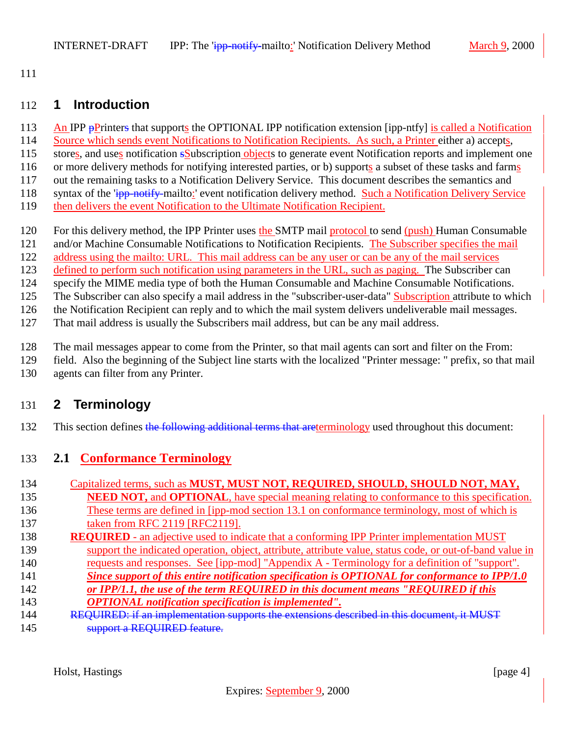# 1 Introduction

An IPP ~~p~~Printer~~s~~ that supports the OPTIONAL IPP notification extension [ipp-ntfy] is called a Notification Source which sends event Notifications to Notification Recipients. As such, a Printer either a) accepts, stores, and uses notification ~~s~~Subscription objects to generate event Notification reports and implement one or more delivery methods for notifying interested parties, or b) supports a subset of these tasks and farms out the remaining tasks to a Notification Delivery Service. This document describes the semantics and syntax of the '~~ipp-notify-~~mailto:' event notification delivery method. Such a Notification Delivery Service then delivers the event Notification to the Ultimate Notification Recipient.

For this delivery method, the IPP Printer uses the SMTP mail protocol to send (push) Human Consumable and/or Machine Consumable Notifications to Notification Recipients. The Subscriber specifies the mail address using the mailto: URL. This mail address can be any user or can be any of the mail services defined to perform such notification using parameters in the URL, such as paging. The Subscriber can specify the MIME media type of both the Human Consumable and Machine Consumable Notifications. The Subscriber can also specify a mail address in the "subscriber-user-data" Subscription attribute to which the Notification Recipient can reply and to which the mail system delivers undeliverable mail messages. That mail address is usually the Subscribers mail address, but can be any mail address.

The mail messages appear to come from the Printer, so that mail agents can sort and filter on the From: field. Also the beginning of the Subject line starts with the localized "Printer message: " prefix, so that mail agents can filter from any Printer.

# 2 Terminology

This section defines ~~the following additional terms that are~~terminology used throughout this document:

## 2.1 Conformance Terminology

Capitalized terms, such as **MUST, MUST NOT, REQUIRED, SHOULD, SHOULD NOT, MAY, NEED NOT,** and **OPTIONAL**, have special meaning relating to conformance to this specification. These terms are defined in [ipp-mod section 13.1 on conformance terminology, most of which is taken from RFC 2119 [RFC2119].

**REQUIRED** - an adjective used to indicate that a conforming IPP Printer implementation MUST support the indicated operation, object, attribute, attribute value, status code, or out-of-band value in requests and responses. See [ipp-mod] "Appendix A - Terminology for a definition of "support". ***Since support of this entire notification specification is OPTIONAL for conformance to IPP/1.0 or IPP/1.1, the use of the term REQUIRED in this document means "REQUIRED if this OPTIONAL notification specification is implemented".***

~~REQUIRED: if an implementation supports the extensions described in this document, it MUST support a REQUIRED feature.~~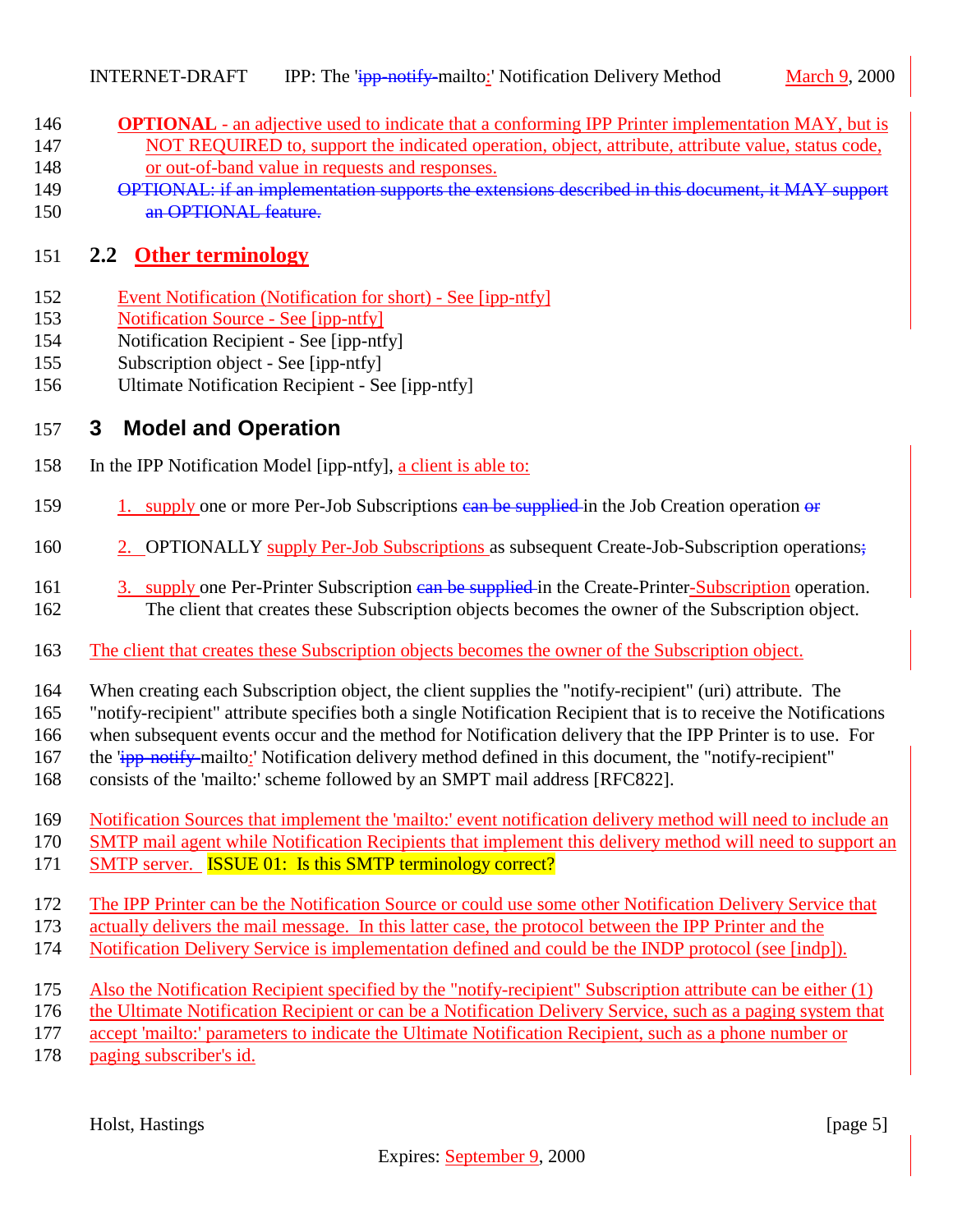**OPTIONAL** - an adjective used to indicate that a conforming IPP Printer implementation MAY, but is NOT REQUIRED to, support the indicated operation, object, attribute, attribute value, status code, or out-of-band value in requests and responses.

~~OPTIONAL: if an implementation supports the extensions described in this document, it MAY support an OPTIONAL feature.~~

## 2.2 Other terminology

Event Notification (Notification for short) - See [ipp-ntfy]
Notification Source - See [ipp-ntfy]
Notification Recipient - See [ipp-ntfy]
Subscription object - See [ipp-ntfy]
Ultimate Notification Recipient - See [ipp-ntfy]

# 3 Model and Operation

In the IPP Notification Model [ipp-ntfy], a client is able to:

1. supply one or more Per-Job Subscriptions ~~can be supplied~~ in the Job Creation operation ~~or~~
2. OPTIONALLY supply Per-Job Subscriptions as subsequent Create-Job-Subscription operations~~;~~
3. supply one Per-Printer Subscription ~~can be supplied~~ in the Create-Printer-Subscription operation. The client that creates these Subscription objects becomes the owner of the Subscription object.

The client that creates these Subscription objects becomes the owner of the Subscription object.

When creating each Subscription object, the client supplies the "notify-recipient" (uri) attribute. The "notify-recipient" attribute specifies both a single Notification Recipient that is to receive the Notifications when subsequent events occur and the method for Notification delivery that the IPP Printer is to use. For the '~~ipp-notify-~~mailto:' Notification delivery method defined in this document, the "notify-recipient" consists of the 'mailto:' scheme followed by an SMPT mail address [RFC822].

Notification Sources that implement the 'mailto:' event notification delivery method will need to include an SMTP mail agent while Notification Recipients that implement this delivery method will need to support an SMTP server. ISSUE 01: Is this SMTP terminology correct?

The IPP Printer can be the Notification Source or could use some other Notification Delivery Service that actually delivers the mail message. In this latter case, the protocol between the IPP Printer and the Notification Delivery Service is implementation defined and could be the INDP protocol (see [indp]).

Also the Notification Recipient specified by the "notify-recipient" Subscription attribute can be either (1) the Ultimate Notification Recipient or can be a Notification Delivery Service, such as a paging system that accept 'mailto:' parameters to indicate the Ultimate Notification Recipient, such as a phone number or paging subscriber's id.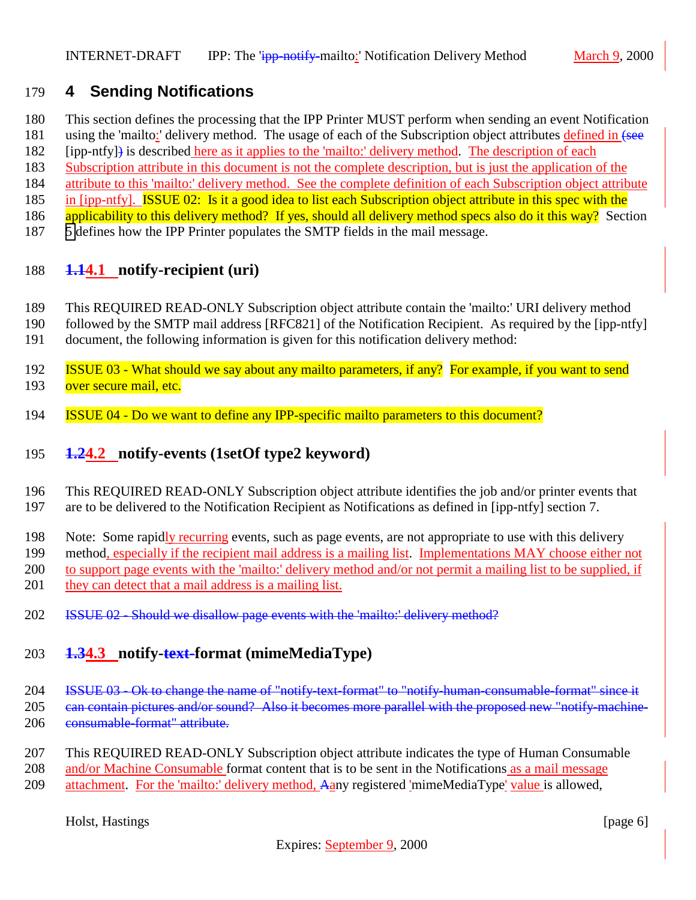# 4 Sending Notifications

This section defines the processing that the IPP Printer MUST perform when sending an event Notification using the 'mailto:' delivery method. The usage of each of the Subscription object attributes defined in (see [ipp-ntfy]) is described here as it applies to the 'mailto:' delivery method. The description of each Subscription attribute in this document is not the complete description, but is just the application of the attribute to this 'mailto:' delivery method. See the complete definition of each Subscription object attribute in [ipp-ntfy]. ISSUE 02: Is it a good idea to list each Subscription object attribute in this spec with the applicability to this delivery method? If yes, should all delivery method specs also do it this way? Section 5 defines how the IPP Printer populates the SMTP fields in the mail message.

## 1.14.1 notify-recipient (uri)

This REQUIRED READ-ONLY Subscription object attribute contain the 'mailto:' URI delivery method followed by the SMTP mail address [RFC821] of the Notification Recipient. As required by the [ipp-ntfy] document, the following information is given for this notification delivery method:

ISSUE 03 - What should we say about any mailto parameters, if any? For example, if you want to send over secure mail, etc.

ISSUE 04 - Do we want to define any IPP-specific mailto parameters to this document?

## 1.24.2 notify-events (1setOf type2 keyword)

This REQUIRED READ-ONLY Subscription object attribute identifies the job and/or printer events that are to be delivered to the Notification Recipient as Notifications as defined in [ipp-ntfy] section 7.

Note: Some rapidly recurring events, such as page events, are not appropriate to use with this delivery method, especially if the recipient mail address is a mailing list. Implementations MAY choose either not to support page events with the 'mailto:' delivery method and/or not permit a mailing list to be supplied, if they can detect that a mail address is a mailing list.

ISSUE 02 - Should we disallow page events with the 'mailto:' delivery method?

## 1.34.3 notify-text-format (mimeMediaType)

ISSUE 03 - Ok to change the name of "notify-text-format" to "notify-human-consumable-format" since it can contain pictures and/or sound? Also it becomes more parallel with the proposed new "notify-machine-consumable-format" attribute.

This REQUIRED READ-ONLY Subscription object attribute indicates the type of Human Consumable and/or Machine Consumable format content that is to be sent in the Notifications as a mail message attachment. For the 'mailto:' delivery method, Aany registered 'mimeMediaType' value is allowed,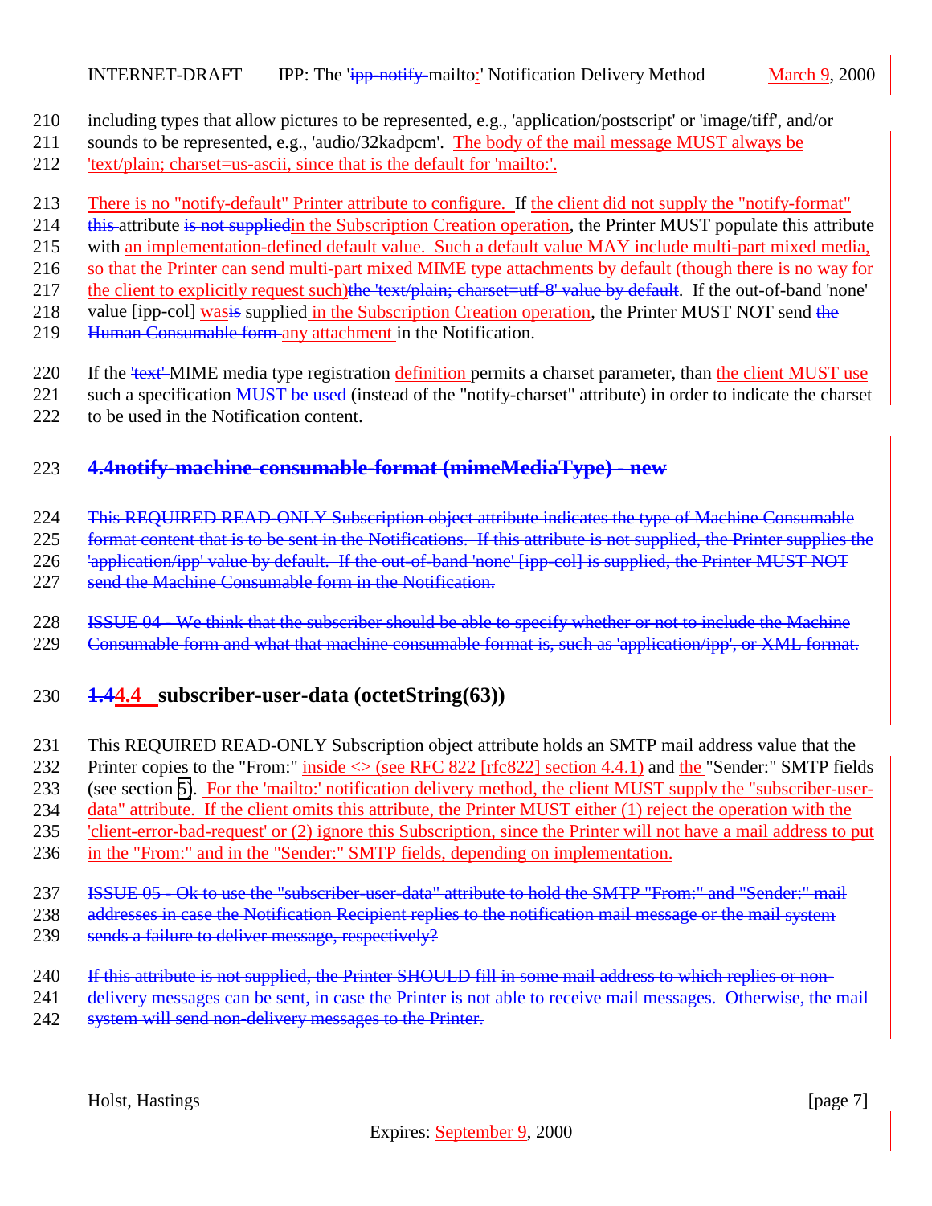including types that allow pictures to be represented, e.g., 'application/postscript' or 'image/tiff', and/or sounds to be represented, e.g., 'audio/32kadpcm'. The body of the mail message MUST always be 'text/plain; charset=us-ascii, since that is the default for 'mailto:'.

There is no "notify-default" Printer attribute to configure. If the client did not supply the "notify-format" this attribute is not suppliedin the Subscription Creation operation, the Printer MUST populate this attribute with an implementation-defined default value. Such a default value MAY include multi-part mixed media, so that the Printer can send multi-part mixed MIME type attachments by default (though there is no way for the client to explicitly request such)the 'text/plain; charset=utf-8' value by default. If the out-of-band 'none' value [ipp-col] wasis supplied in the Subscription Creation operation, the Printer MUST NOT send the Human Consumable form any attachment in the Notification.

If the 'text' MIME media type registration definition permits a charset parameter, than the client MUST use such a specification MUST be used (instead of the "notify-charset" attribute) in order to indicate the charset to be used in the Notification content.

## ~~4.4notify-machine-consumable-format (mimeMediaType) - new~~

~~This REQUIRED READ-ONLY Subscription object attribute indicates the type of Machine Consumable format content that is to be sent in the Notifications. If this attribute is not supplied, the Printer supplies the 'application/ipp' value by default. If the out-of-band 'none' [ipp-col] is supplied, the Printer MUST NOT send the Machine Consumable form in the Notification.~~

~~ISSUE 04 - We think that the subscriber should be able to specify whether or not to include the Machine Consumable form and what that machine consumable format is, such as 'application/ipp', or XML format.~~

## ~~1.4~~4.4 subscriber-user-data (octetString(63))

This REQUIRED READ-ONLY Subscription object attribute holds an SMTP mail address value that the Printer copies to the "From:" inside <> (see RFC 822 [rfc822] section 4.4.1) and the "Sender:" SMTP fields (see section 5). For the 'mailto:' notification delivery method, the client MUST supply the "subscriber-user-data" attribute. If the client omits this attribute, the Printer MUST either (1) reject the operation with the 'client-error-bad-request' or (2) ignore this Subscription, since the Printer will not have a mail address to put in the "From:" and in the "Sender:" SMTP fields, depending on implementation.

~~ISSUE 05 - Ok to use the "subscriber-user-data" attribute to hold the SMTP "From:" and "Sender:" mail addresses in case the Notification Recipient replies to the notification mail message or the mail system sends a failure to deliver message, respectively?~~

~~If this attribute is not supplied, the Printer SHOULD fill in some mail address to which replies or non-delivery messages can be sent, in case the Printer is not able to receive mail messages. Otherwise, the mail system will send non-delivery messages to the Printer.~~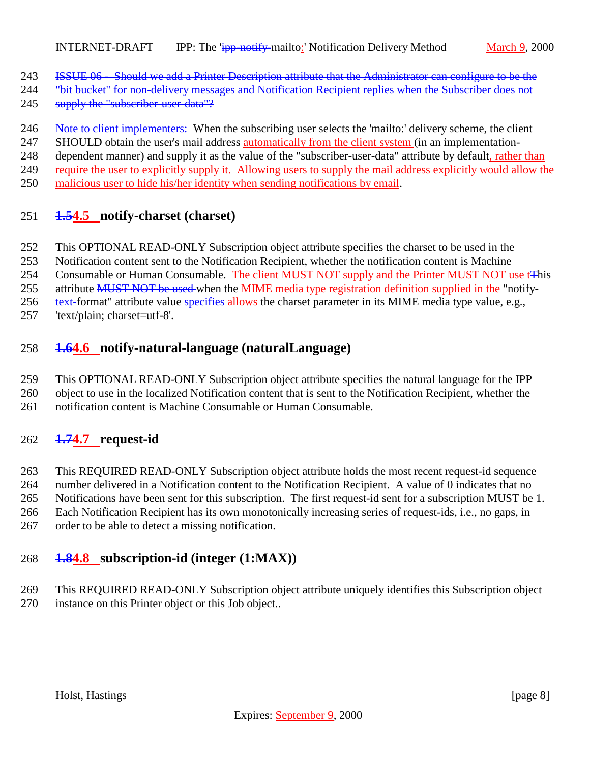ISSUE 06 - Should we add a Printer Description attribute that the Administrator can configure to be the "bit bucket" for non-delivery messages and Notification Recipient replies when the Subscriber does not supply the "subscriber-user-data"?

Note to client implementers: When the subscribing user selects the 'mailto:' delivery scheme, the client SHOULD obtain the user's mail address automatically from the client system (in an implementation-dependent manner) and supply it as the value of the "subscriber-user-data" attribute by default, rather than require the user to explicitly supply it. Allowing users to supply the mail address explicitly would allow the malicious user to hide his/her identity when sending notifications by email.

## 1.54.5 notify-charset (charset)

This OPTIONAL READ-ONLY Subscription object attribute specifies the charset to be used in the Notification content sent to the Notification Recipient, whether the notification content is Machine Consumable or Human Consumable. The client MUST NOT supply and the Printer MUST NOT use tThis attribute MUST NOT be used when the MIME media type registration definition supplied in the "notify-text-format" attribute value specifies allows the charset parameter in its MIME media type value, e.g., 'text/plain; charset=utf-8'.

## 1.64.6 notify-natural-language (naturalLanguage)

This OPTIONAL READ-ONLY Subscription object attribute specifies the natural language for the IPP object to use in the localized Notification content that is sent to the Notification Recipient, whether the notification content is Machine Consumable or Human Consumable.

## 1.74.7 request-id

This REQUIRED READ-ONLY Subscription object attribute holds the most recent request-id sequence number delivered in a Notification content to the Notification Recipient. A value of 0 indicates that no Notifications have been sent for this subscription. The first request-id sent for a subscription MUST be 1. Each Notification Recipient has its own monotonically increasing series of request-ids, i.e., no gaps, in order to be able to detect a missing notification.

## 1.84.8 subscription-id (integer (1:MAX))

This REQUIRED READ-ONLY Subscription object attribute uniquely identifies this Subscription object instance on this Printer object or this Job object..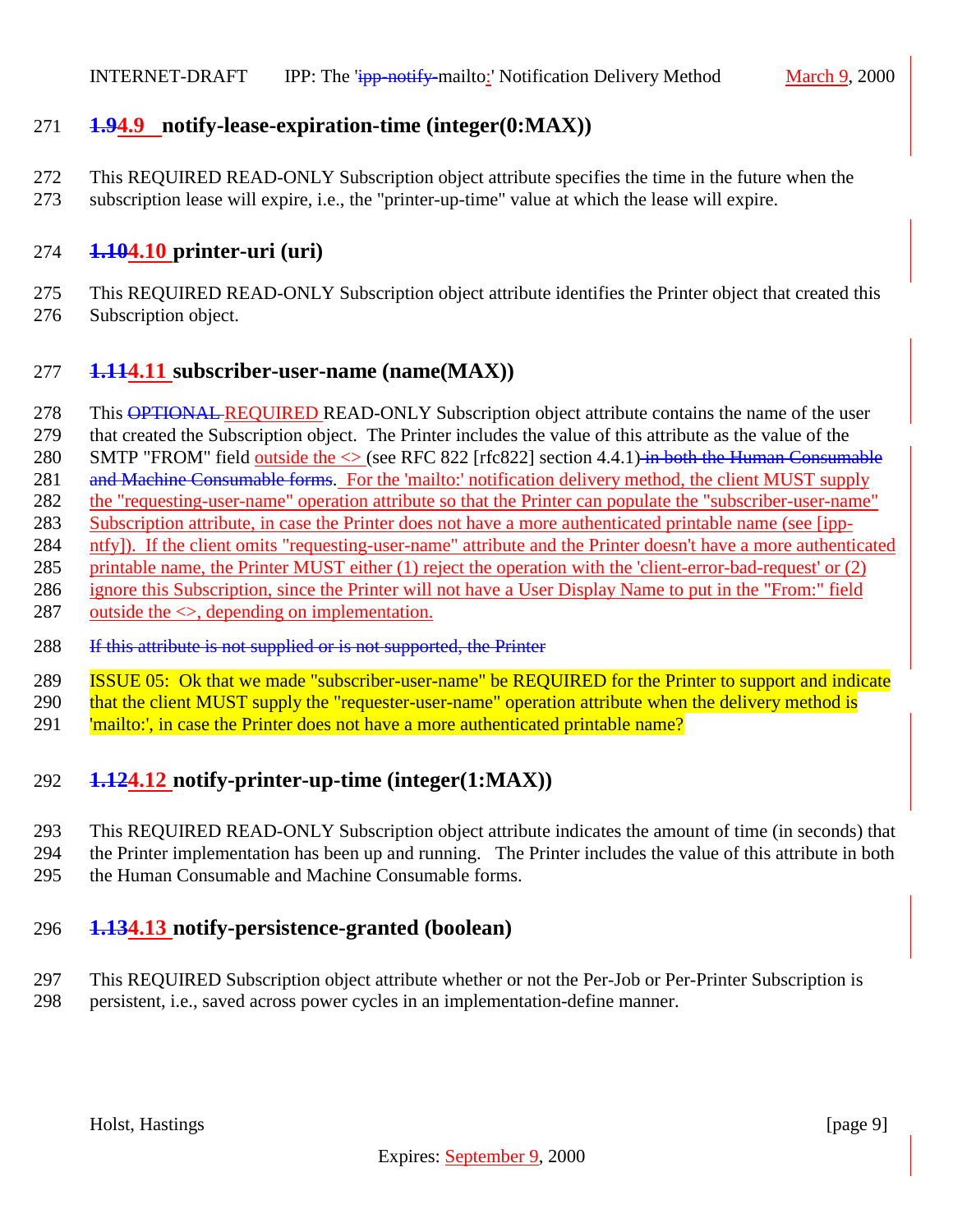## ~~1.9~~4.9 notify-lease-expiration-time (integer(0:MAX))

This REQUIRED READ-ONLY Subscription object attribute specifies the time in the future when the subscription lease will expire, i.e., the "printer-up-time" value at which the lease will expire.

## ~~1.10~~4.10 printer-uri (uri)

This REQUIRED READ-ONLY Subscription object attribute identifies the Printer object that created this Subscription object.

## ~~1.11~~4.11 subscriber-user-name (name(MAX))

This ~~OPTIONAL~~ REQUIRED READ-ONLY Subscription object attribute contains the name of the user that created the Subscription object. The Printer includes the value of this attribute as the value of the SMTP "FROM" field outside the <> (see RFC 822 [rfc822] section 4.4.1) ~~in both the Human Consumable and Machine Consumable forms~~. For the 'mailto:' notification delivery method, the client MUST supply the "requesting-user-name" operation attribute so that the Printer can populate the "subscriber-user-name" Subscription attribute, in case the Printer does not have a more authenticated printable name (see [ipp-ntfy]). If the client omits "requesting-user-name" attribute and the Printer doesn't have a more authenticated printable name, the Printer MUST either (1) reject the operation with the 'client-error-bad-request' or (2) ignore this Subscription, since the Printer will not have a User Display Name to put in the "From:" field outside the <>, depending on implementation.

~~If this attribute is not supplied or is not supported, the Printer~~

ISSUE 05: Ok that we made "subscriber-user-name" be REQUIRED for the Printer to support and indicate that the client MUST supply the "requester-user-name" operation attribute when the delivery method is 'mailto:', in case the Printer does not have a more authenticated printable name?

## ~~1.12~~4.12 notify-printer-up-time (integer(1:MAX))

This REQUIRED READ-ONLY Subscription object attribute indicates the amount of time (in seconds) that the Printer implementation has been up and running. The Printer includes the value of this attribute in both the Human Consumable and Machine Consumable forms.

## ~~1.13~~4.13 notify-persistence-granted (boolean)

This REQUIRED Subscription object attribute whether or not the Per-Job or Per-Printer Subscription is persistent, i.e., saved across power cycles in an implementation-define manner.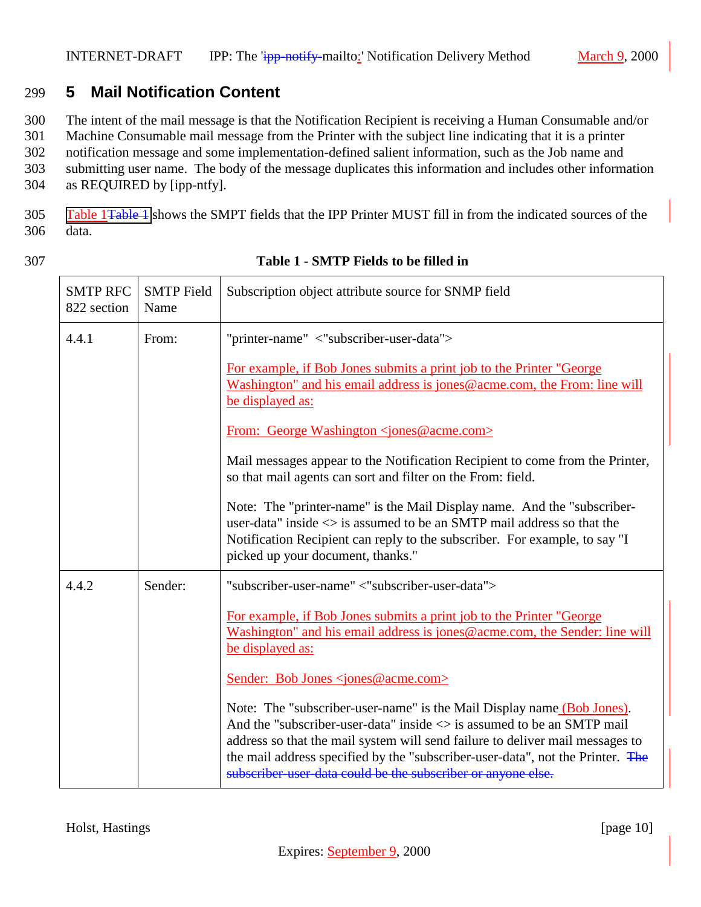## 5 Mail Notification Content

The intent of the mail message is that the Notification Recipient is receiving a Human Consumable and/or Machine Consumable mail message from the Printer with the subject line indicating that it is a printer notification message and some implementation-defined salient information, such as the Job name and submitting user name. The body of the message duplicates this information and includes other information as REQUIRED by [ipp-ntfy].

Table 1 shows the SMPT fields that the IPP Printer MUST fill in from the indicated sources of the data.

**Table 1 - SMTP Fields to be filled in**

| SMTP RFC 822 section | SMTP Field Name | Subscription object attribute source for SNMP field |
|---|---|---|
| 4.4.1 | From: | "printer-name" <"subscriber-user-data"><br><br>For example, if Bob Jones submits a print job to the Printer "George Washington" and his email address is jones@acme.com, the From: line will be displayed as:<br><br>From: George Washington <jones@acme.com><br><br>Mail messages appear to the Notification Recipient to come from the Printer, so that mail agents can sort and filter on the From: field.<br><br>Note: The "printer-name" is the Mail Display name. And the "subscriber-user-data" inside <> is assumed to be an SMTP mail address so that the Notification Recipient can reply to the subscriber. For example, to say "I picked up your document, thanks." |
| 4.4.2 | Sender: | "subscriber-user-name" <"subscriber-user-data"><br><br>For example, if Bob Jones submits a print job to the Printer "George Washington" and his email address is jones@acme.com, the Sender: line will be displayed as:<br><br>Sender: Bob Jones <jones@acme.com><br><br>Note: The "subscriber-user-name" is the Mail Display name (Bob Jones). And the "subscriber-user-data" inside <> is assumed to be an SMTP mail address so that the mail system will send failure to deliver mail messages to the mail address specified by the "subscriber-user-data", not the Printer. ~~The subscriber-user-data could be the subscriber or anyone else.~~ |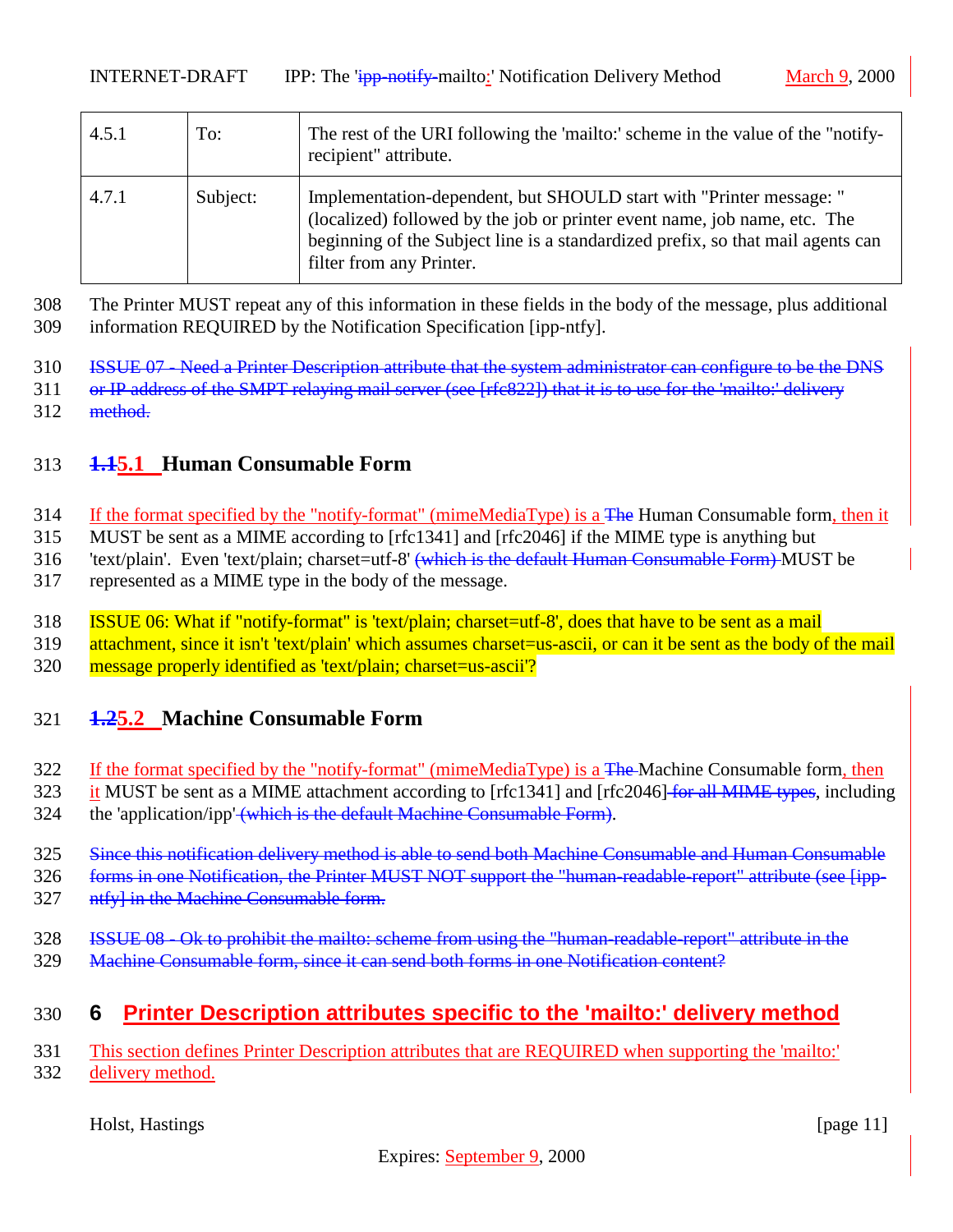| 4.5.1 | To: | The rest of the URI following the 'mailto:' scheme in the value of the "notify-recipient" attribute. |
|---|---|---|
| 4.7.1 | Subject: | Implementation-dependent, but SHOULD start with "Printer message: " (localized) followed by the job or printer event name, job name, etc. The beginning of the Subject line is a standardized prefix, so that mail agents can filter from any Printer. |

308 The Printer MUST repeat any of this information in these fields in the body of the message, plus additional
309 information REQUIRED by the Notification Specification [ipp-ntfy].

310 ~~ISSUE 07 - Need a Printer Description attribute that the system administrator can configure to be the DNS~~
311 ~~or IP address of the SMPT relaying mail server (see [rfc822]) that it is to use for the 'mailto:' delivery~~
312 ~~method.~~

## 313 ~~1.1~~5.1 Human Consumable Form

314 If the format specified by the "notify-format" (mimeMediaType) is a ~~The~~ Human Consumable form, then it
315 MUST be sent as a MIME according to [rfc1341] and [rfc2046] if the MIME type is anything but
316 'text/plain'. Even 'text/plain; charset=utf-8' ~~(which is the default Human Consumable Form)~~ MUST be
317 represented as a MIME type in the body of the message.

318 ISSUE 06: What if "notify-format" is 'text/plain; charset=utf-8', does that have to be sent as a mail
319 attachment, since it isn't 'text/plain' which assumes charset=us-ascii, or can it be sent as the body of the mail
320 message properly identified as 'text/plain; charset=us-ascii'?

## 321 ~~1.2~~5.2 Machine Consumable Form

322 If the format specified by the "notify-format" (mimeMediaType) is a ~~The~~ Machine Consumable form, then
323 it MUST be sent as a MIME attachment according to [rfc1341] and [rfc2046] ~~for all MIME types~~, including
324 the 'application/ipp' ~~(which is the default Machine Consumable Form)~~.

325 ~~Since this notification delivery method is able to send both Machine Consumable and Human Consumable~~
326 ~~forms in one Notification, the Printer MUST NOT support the "human-readable-report" attribute (see [ipp-~~
327 ~~ntfy] in the Machine Consumable form.~~

328 ~~ISSUE 08 - Ok to prohibit the mailto: scheme from using the "human-readable-report" attribute in the~~
329 ~~Machine Consumable form, since it can send both forms in one Notification content?~~

# 330 6 Printer Description attributes specific to the 'mailto:' delivery method

331 This section defines Printer Description attributes that are REQUIRED when supporting the 'mailto:'
332 delivery method.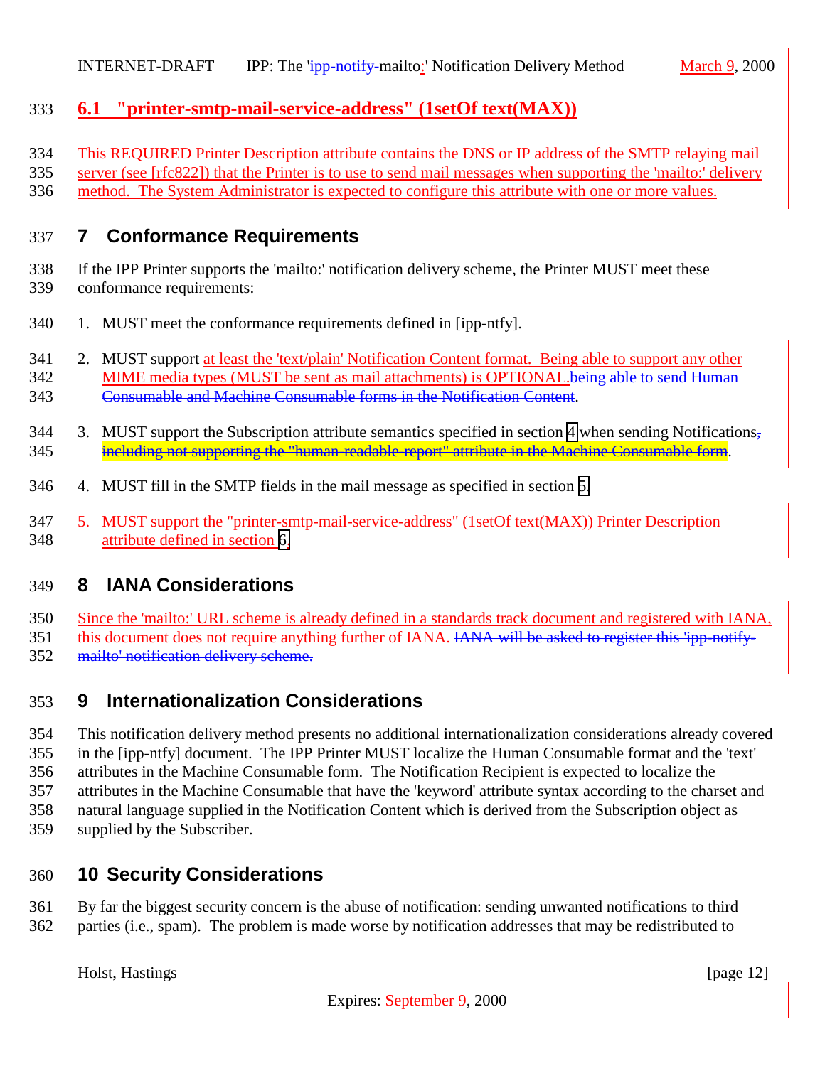## 6.1 "printer-smtp-mail-service-address" (1setOf text(MAX))

This REQUIRED Printer Description attribute contains the DNS or IP address of the SMTP relaying mail server (see [rfc822]) that the Printer is to use to send mail messages when supporting the 'mailto:' delivery method. The System Administrator is expected to configure this attribute with one or more values.

# 7 Conformance Requirements

If the IPP Printer supports the 'mailto:' notification delivery scheme, the Printer MUST meet these conformance requirements:

1. MUST meet the conformance requirements defined in [ipp-ntfy].

2. MUST support at least the 'text/plain' Notification Content format. Being able to support any other MIME media types (MUST be sent as mail attachments) is OPTIONAL.~~being able to send Human Consumable and Machine Consumable forms in the Notification Content~~.

3. MUST support the Subscription attribute semantics specified in section 4 when sending Notifications~~, including not supporting the "human-readable-report" attribute in the Machine Consumable form~~.

4. MUST fill in the SMTP fields in the mail message as specified in section 5.

5. MUST support the "printer-smtp-mail-service-address" (1setOf text(MAX)) Printer Description attribute defined in section 6.

# 8 IANA Considerations

Since the 'mailto:' URL scheme is already defined in a standards track document and registered with IANA, this document does not require anything further of IANA. ~~IANA will be asked to register this 'ipp-notify-mailto' notification delivery scheme.~~

# 9 Internationalization Considerations

This notification delivery method presents no additional internationalization considerations already covered in the [ipp-ntfy] document. The IPP Printer MUST localize the Human Consumable format and the 'text' attributes in the Machine Consumable form. The Notification Recipient is expected to localize the attributes in the Machine Consumable that have the 'keyword' attribute syntax according to the charset and natural language supplied in the Notification Content which is derived from the Subscription object as supplied by the Subscriber.

# 10 Security Considerations

By far the biggest security concern is the abuse of notification: sending unwanted notifications to third parties (i.e., spam). The problem is made worse by notification addresses that may be redistributed to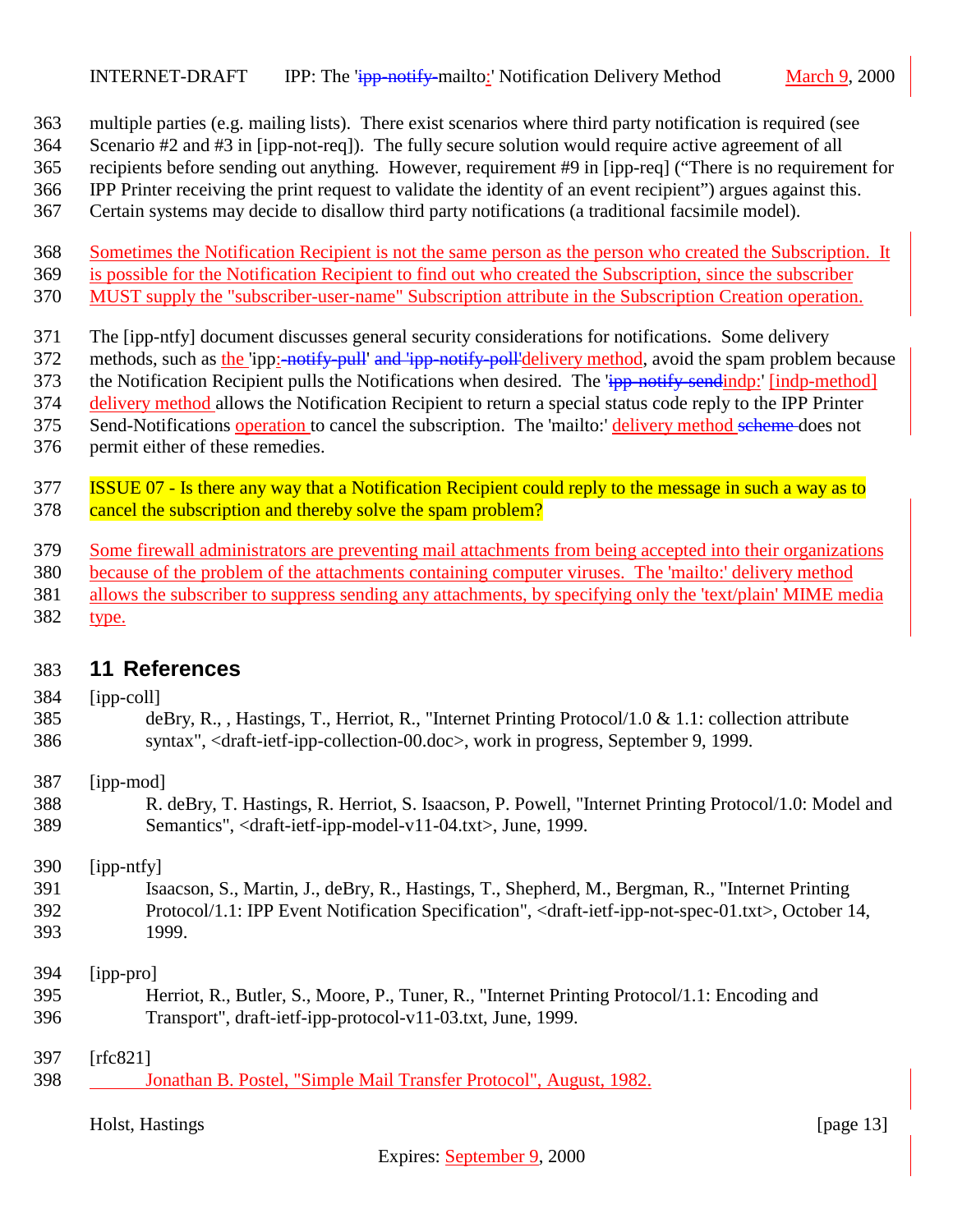multiple parties (e.g. mailing lists). There exist scenarios where third party notification is required (see Scenario #2 and #3 in [ipp-not-req]). The fully secure solution would require active agreement of all recipients before sending out anything. However, requirement #9 in [ipp-req] ("There is no requirement for IPP Printer receiving the print request to validate the identity of an event recipient") argues against this. Certain systems may decide to disallow third party notifications (a traditional facsimile model).

Sometimes the Notification Recipient is not the same person as the person who created the Subscription. It is possible for the Notification Recipient to find out who created the Subscription, since the subscriber MUST supply the "subscriber-user-name" Subscription attribute in the Subscription Creation operation.

The [ipp-ntfy] document discusses general security considerations for notifications. Some delivery methods, such as the 'ipp:' ~~-notify-pull'~~ ~~and 'ipp-notify-poll'~~ delivery method, avoid the spam problem because the Notification Recipient pulls the Notifications when desired. The '~~ipp-notify-send~~indp:' [indp-method] delivery method allows the Notification Recipient to return a special status code reply to the IPP Printer Send-Notifications operation to cancel the subscription. The 'mailto:' delivery method ~~scheme~~ does not permit either of these remedies.

ISSUE 07 - Is there any way that a Notification Recipient could reply to the message in such a way as to cancel the subscription and thereby solve the spam problem?

Some firewall administrators are preventing mail attachments from being accepted into their organizations because of the problem of the attachments containing computer viruses. The 'mailto:' delivery method allows the subscriber to suppress sending any attachments, by specifying only the 'text/plain' MIME media type.

# 11 References

[ipp-coll]
deBry, R., , Hastings, T., Herriot, R., "Internet Printing Protocol/1.0 & 1.1: collection attribute syntax", <draft-ietf-ipp-collection-00.doc>, work in progress, September 9, 1999.

[ipp-mod]
R. deBry, T. Hastings, R. Herriot, S. Isaacson, P. Powell, "Internet Printing Protocol/1.0: Model and Semantics", <draft-ietf-ipp-model-v11-04.txt>, June, 1999.

[ipp-ntfy]
Isaacson, S., Martin, J., deBry, R., Hastings, T., Shepherd, M., Bergman, R., "Internet Printing Protocol/1.1: IPP Event Notification Specification", <draft-ietf-ipp-not-spec-01.txt>, October 14, 1999.

[ipp-pro]
Herriot, R., Butler, S., Moore, P., Tuner, R., "Internet Printing Protocol/1.1: Encoding and Transport", draft-ietf-ipp-protocol-v11-03.txt, June, 1999.

[rfc821]
Jonathan B. Postel, "Simple Mail Transfer Protocol", August, 1982.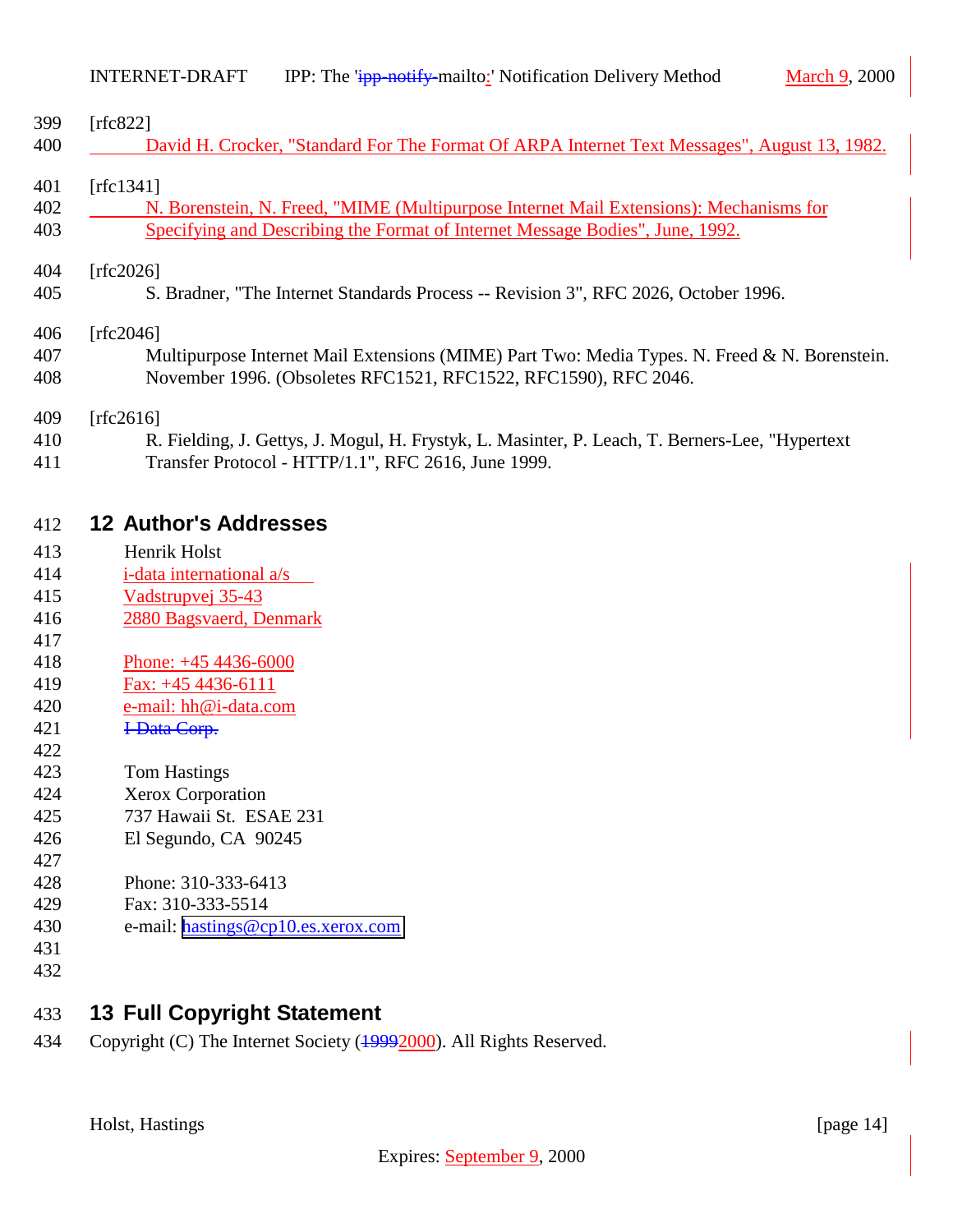[rfc822]

David H. Crocker, "Standard For The Format Of ARPA Internet Text Messages", August 13, 1982.

[rfc1341]

N. Borenstein, N. Freed, "MIME (Multipurpose Internet Mail Extensions): Mechanisms for Specifying and Describing the Format of Internet Message Bodies", June, 1992.

[rfc2026]

S. Bradner, "The Internet Standards Process -- Revision 3", RFC 2026, October 1996.

[rfc2046]

Multipurpose Internet Mail Extensions (MIME) Part Two: Media Types. N. Freed & N. Borenstein. November 1996. (Obsoletes RFC1521, RFC1522, RFC1590), RFC 2046.

[rfc2616]

R. Fielding, J. Gettys, J. Mogul, H. Frystyk, L. Masinter, P. Leach, T. Berners-Lee, "Hypertext Transfer Protocol - HTTP/1.1", RFC 2616, June 1999.

## 12 Author's Addresses

Henrik Holst
i-data international a/s
Vadstrupvej 35-43
2880 Bagsvaerd, Denmark

Phone: +45 4436-6000
Fax: +45 4436-6111
e-mail: hh@i-data.com
~~I-Data Corp.~~

Tom Hastings
Xerox Corporation
737 Hawaii St. ESAE 231
El Segundo, CA 90245

Phone: 310-333-6413
Fax: 310-333-5514
e-mail: hastings@cp10.es.xerox.com

## 13 Full Copyright Statement

Copyright (C) The Internet Society (~~1999~~2000). All Rights Reserved.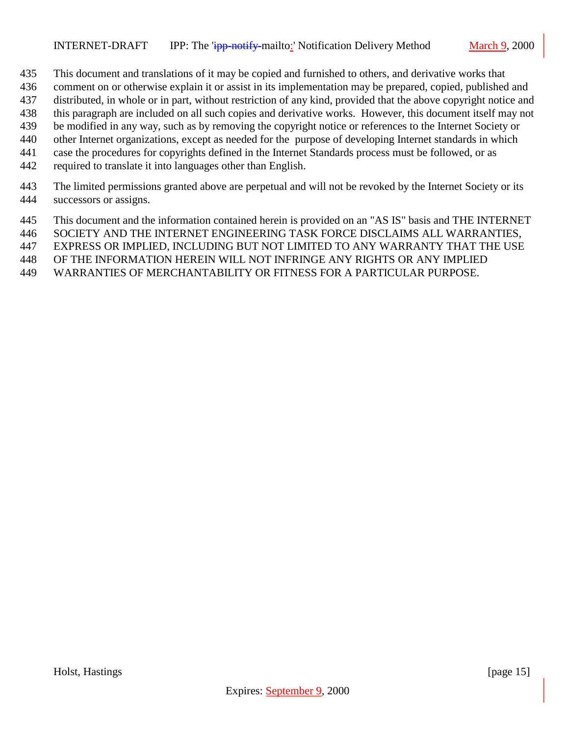This document and translations of it may be copied and furnished to others, and derivative works that comment on or otherwise explain it or assist in its implementation may be prepared, copied, published and distributed, in whole or in part, without restriction of any kind, provided that the above copyright notice and this paragraph are included on all such copies and derivative works. However, this document itself may not be modified in any way, such as by removing the copyright notice or references to the Internet Society or other Internet organizations, except as needed for the purpose of developing Internet standards in which case the procedures for copyrights defined in the Internet Standards process must be followed, or as required to translate it into languages other than English.

The limited permissions granted above are perpetual and will not be revoked by the Internet Society or its successors or assigns.

This document and the information contained herein is provided on an "AS IS" basis and THE INTERNET SOCIETY AND THE INTERNET ENGINEERING TASK FORCE DISCLAIMS ALL WARRANTIES, EXPRESS OR IMPLIED, INCLUDING BUT NOT LIMITED TO ANY WARRANTY THAT THE USE OF THE INFORMATION HEREIN WILL NOT INFRINGE ANY RIGHTS OR ANY IMPLIED WARRANTIES OF MERCHANTABILITY OR FITNESS FOR A PARTICULAR PURPOSE.